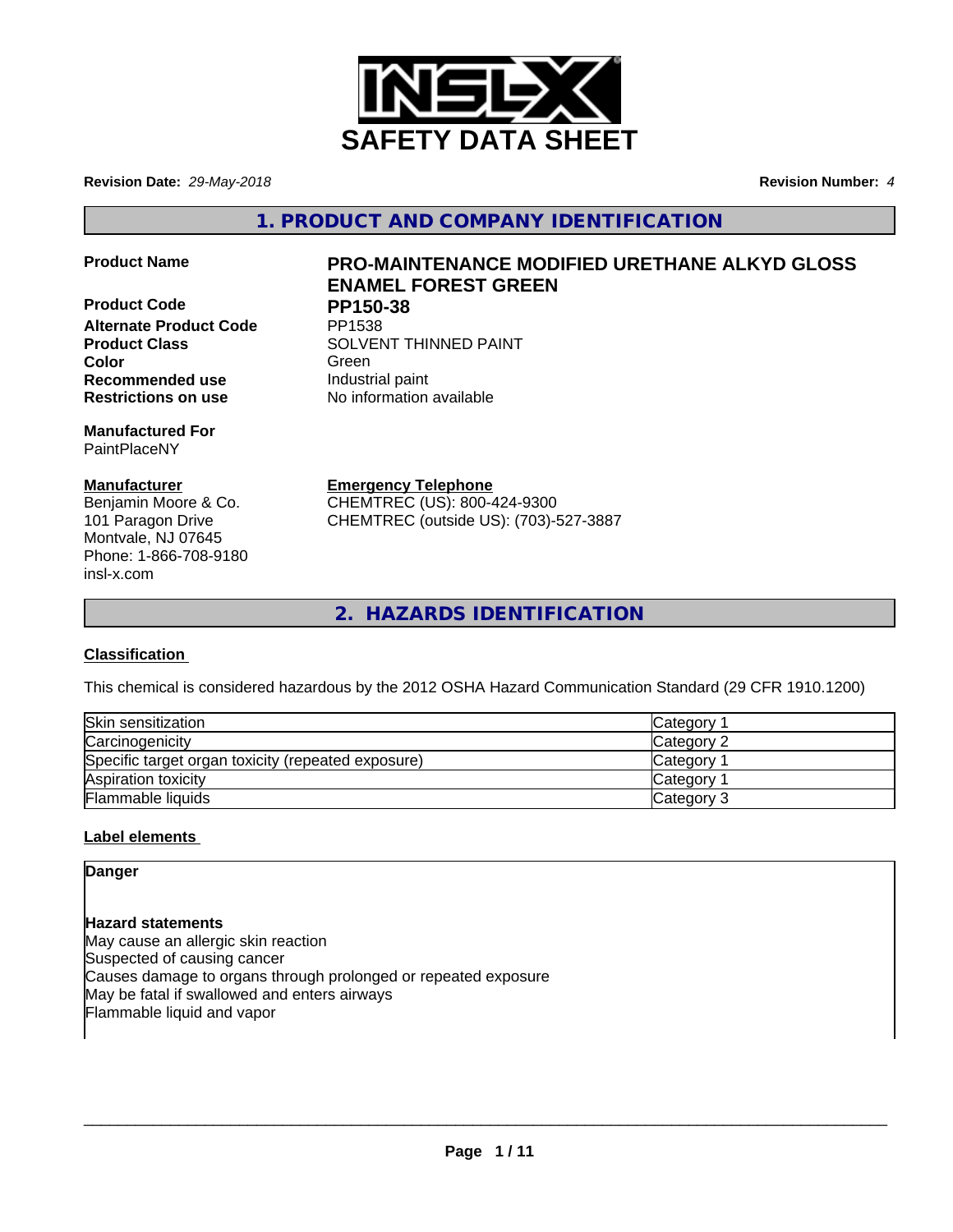# SAFETY DATA SHEET

**Revision Date:** *29-May-2018* **Revision Number:** *4*

## 1. PRODUCT AND COMPANY IDENTIFICATION

| | |
|---|---|
| **Product Name** | **PRO-MAINTENANCE MODIFIED URETHANE ALKYD GLOSS ENAMEL FOREST GREEN** |
| **Product Code** | **PP150-38** |
| **Alternate Product Code** | PP1538 |
| **Product Class** | SOLVENT THINNED PAINT |
| **Color** | Green |
| **Recommended use** | Industrial paint |
| **Restrictions on use** | No information available |

**Manufactured For**
PaintPlaceNY

**Manufacturer**
Benjamin Moore & Co.
101 Paragon Drive
Montvale, NJ 07645
Phone: 1-866-708-9180
insl-x.com

**Emergency Telephone**
CHEMTREC (US): 800-424-9300
CHEMTREC (outside US): (703)-527-3887

## 2. HAZARDS IDENTIFICATION

### Classification

This chemical is considered hazardous by the 2012 OSHA Hazard Communication Standard (29 CFR 1910.1200)

| | |
|---|---|
| Skin sensitization | Category 1 |
| Carcinogenicity | Category 2 |
| Specific target organ toxicity (repeated exposure) | Category 1 |
| Aspiration toxicity | Category 1 |
| Flammable liquids | Category 3 |

### Label elements

**Danger**

**Hazard statements**
May cause an allergic skin reaction
Suspected of causing cancer
Causes damage to organs through prolonged or repeated exposure
May be fatal if swallowed and enters airways
Flammable liquid and vapor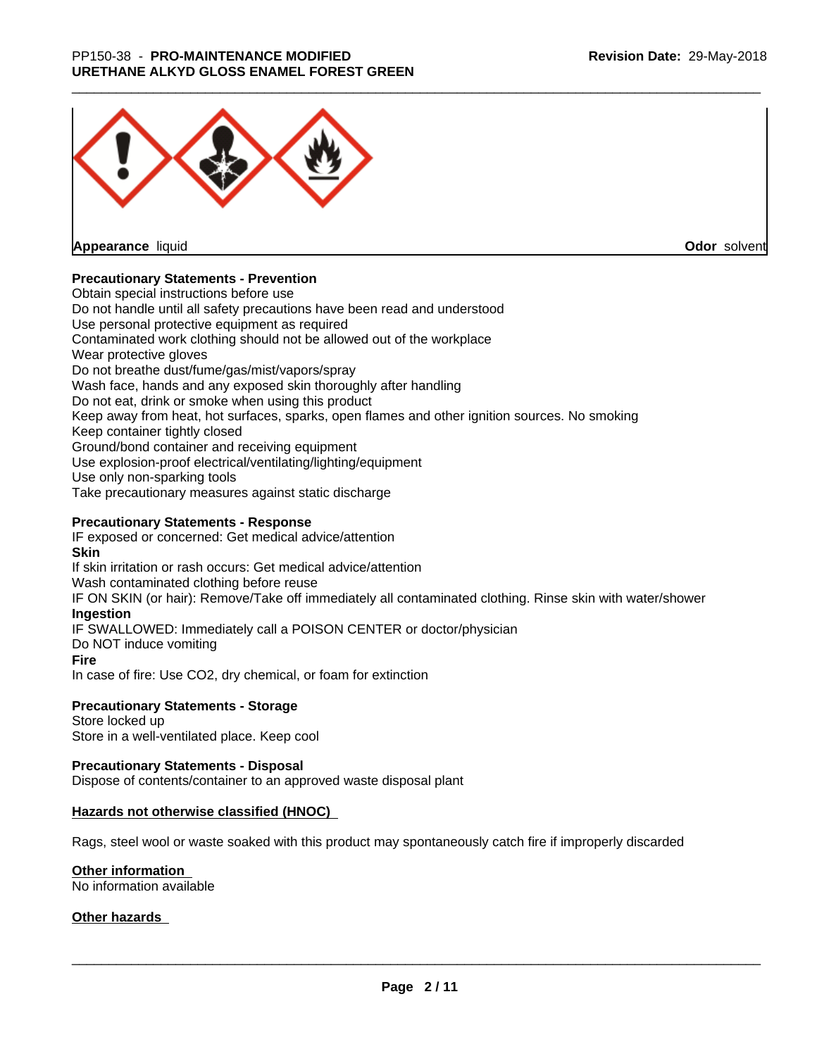Appearance liquid

Odor solvent

**Precautionary Statements - Prevention**

Obtain special instructions before use
Do not handle until all safety precautions have been read and understood
Use personal protective equipment as required
Contaminated work clothing should not be allowed out of the workplace
Wear protective gloves
Do not breathe dust/fume/gas/mist/vapors/spray
Wash face, hands and any exposed skin thoroughly after handling
Do not eat, drink or smoke when using this product
Keep away from heat, hot surfaces, sparks, open flames and other ignition sources. No smoking
Keep container tightly closed
Ground/bond container and receiving equipment
Use explosion-proof electrical/ventilating/lighting/equipment
Use only non-sparking tools
Take precautionary measures against static discharge

**Precautionary Statements - Response**

IF exposed or concerned: Get medical advice/attention

**Skin**

If skin irritation or rash occurs: Get medical advice/attention
Wash contaminated clothing before reuse
IF ON SKIN (or hair): Remove/Take off immediately all contaminated clothing. Rinse skin with water/shower

**Ingestion**

IF SWALLOWED: Immediately call a POISON CENTER or doctor/physician
Do NOT induce vomiting

**Fire**

In case of fire: Use $CO_2$, dry chemical, or foam for extinction

**Precautionary Statements - Storage**

Store locked up
Store in a well-ventilated place. Keep cool

**Precautionary Statements - Disposal**

Dispose of contents/container to an approved waste disposal plant

**Hazards not otherwise classified (HNOC)**

Rags, steel wool or waste soaked with this product may spontaneously catch fire if improperly discarded

**Other information**

No information available

**Other hazards**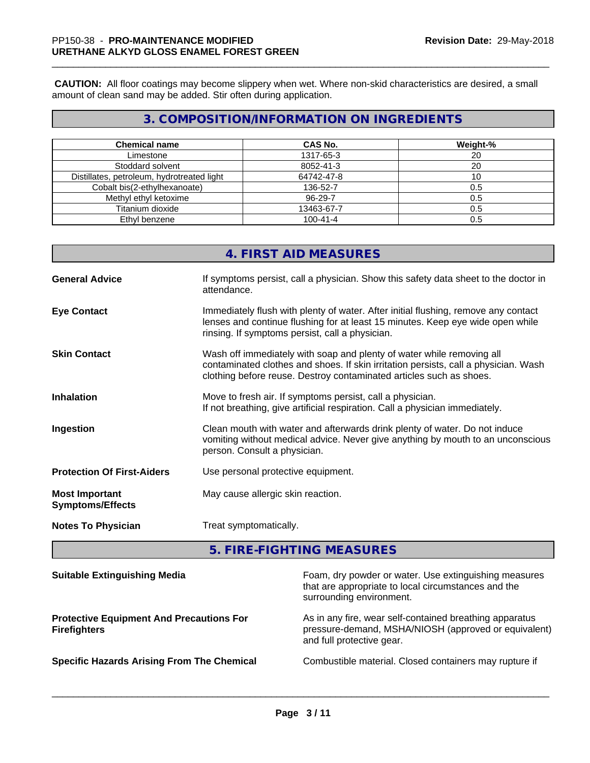**CAUTION:** All floor coatings may become slippery when wet. Where non-skid characteristics are desired, a small amount of clean sand may be added. Stir often during application.

## 3. COMPOSITION/INFORMATION ON INGREDIENTS

| Chemical name | CAS No. | Weight-% |
|---|---|---|
| Limestone | 1317-65-3 | 20 |
| Stoddard solvent | 8052-41-3 | 20 |
| Distillates, petroleum, hydrotreated light | 64742-47-8 | 10 |
| Cobalt bis(2-ethylhexanoate) | 136-52-7 | 0.5 |
| Methyl ethyl ketoxime | 96-29-7 | 0.5 |
| Titanium dioxide | 13463-67-7 | 0.5 |
| Ethyl benzene | 100-41-4 | 0.5 |

## 4. FIRST AID MEASURES

**General Advice**
If symptoms persist, call a physician. Show this safety data sheet to the doctor in attendance.

**Eye Contact**
Immediately flush with plenty of water. After initial flushing, remove any contact lenses and continue flushing for at least 15 minutes. Keep eye wide open while rinsing. If symptoms persist, call a physician.

**Skin Contact**
Wash off immediately with soap and plenty of water while removing all contaminated clothes and shoes. If skin irritation persists, call a physician. Wash clothing before reuse. Destroy contaminated articles such as shoes.

**Inhalation**
Move to fresh air. If symptoms persist, call a physician.
If not breathing, give artificial respiration. Call a physician immediately.

**Ingestion**
Clean mouth with water and afterwards drink plenty of water. Do not induce vomiting without medical advice. Never give anything by mouth to an unconscious person. Consult a physician.

**Protection Of First-Aiders**
Use personal protective equipment.

**Most Important Symptoms/Effects**
May cause allergic skin reaction.

**Notes To Physician**
Treat symptomatically.

## 5. FIRE-FIGHTING MEASURES

**Suitable Extinguishing Media**
Foam, dry powder or water. Use extinguishing measures that are appropriate to local circumstances and the surrounding environment.

**Protective Equipment And Precautions For Firefighters**
As in any fire, wear self-contained breathing apparatus pressure-demand, MSHA/NIOSH (approved or equivalent) and full protective gear.

**Specific Hazards Arising From The Chemical**
Combustible material. Closed containers may rupture if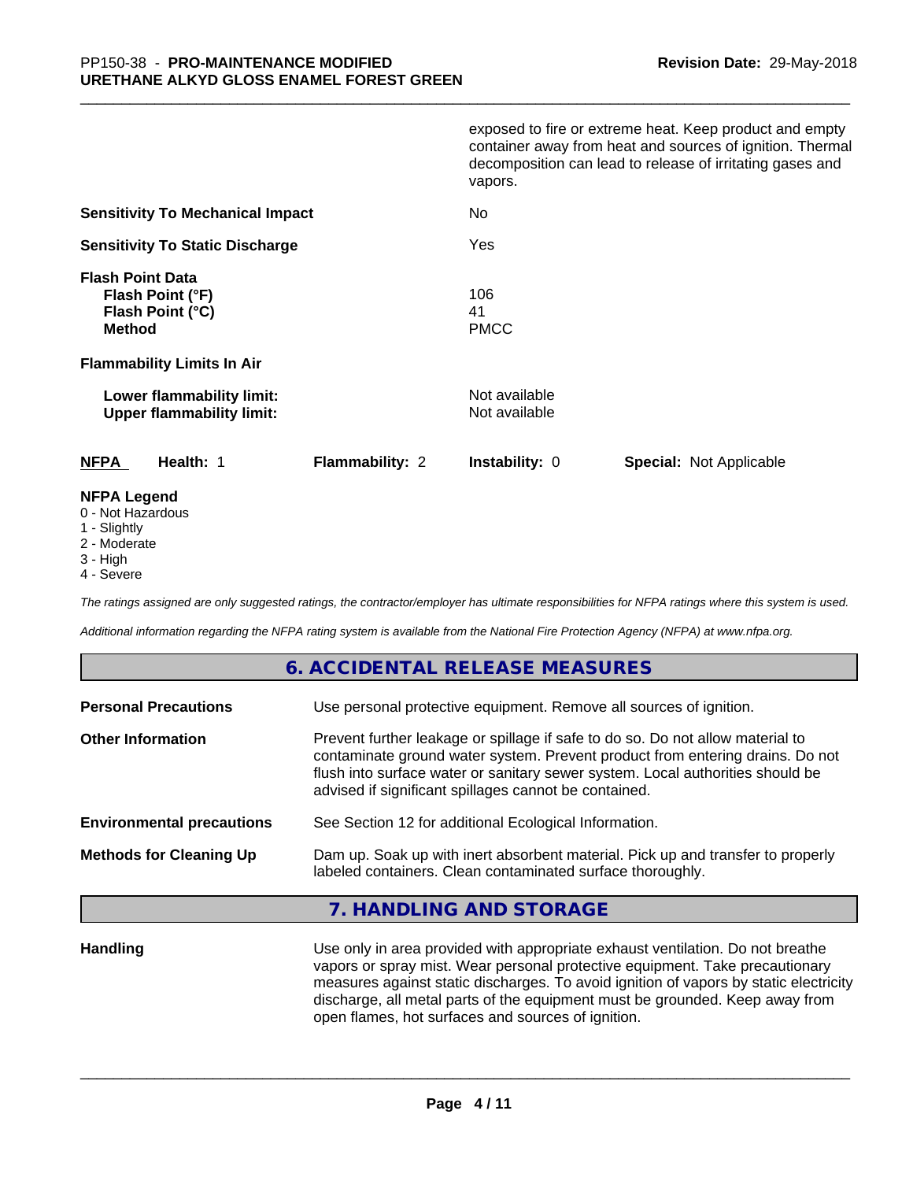exposed to fire or extreme heat. Keep product and empty container away from heat and sources of ignition. Thermal decomposition can lead to release of irritating gases and vapors.

| | |
|---|---|
| **Sensitivity To Mechanical Impact** | No |
| **Sensitivity To Static Discharge** | Yes |
| **Flash Point Data** | |
| **Flash Point (°F)** | 106 |
| **Flash Point (°C)** | 41 |
| **Method** | PMCC |
| **Flammability Limits In Air** | |
| **Lower flammability limit:** | Not available |
| **Upper flammability limit:** | Not available |

| **NFPA** | **Health:** 1 | **Flammability:** 2 | **Instability:** 0 | **Special:** Not Applicable |
|---|---|---|---|---|

**NFPA Legend**
- 0 - Not Hazardous
- 1 - Slightly
- 2 - Moderate
- 3 - High
- 4 - Severe

*The ratings assigned are only suggested ratings, the contractor/employer has ultimate responsibilities for NFPA ratings where this system is used.*

*Additional information regarding the NFPA rating system is available from the National Fire Protection Agency (NFPA) at www.nfpa.org.*

## 6. ACCIDENTAL RELEASE MEASURES

| | |
|---|---|
| **Personal Precautions** | Use personal protective equipment. Remove all sources of ignition. |
| **Other Information** | Prevent further leakage or spillage if safe to do so. Do not allow material to contaminate ground water system. Prevent product from entering drains. Do not flush into surface water or sanitary sewer system. Local authorities should be advised if significant spillages cannot be contained. |
| **Environmental precautions** | See Section 12 for additional Ecological Information. |
| **Methods for Cleaning Up** | Dam up. Soak up with inert absorbent material. Pick up and transfer to properly labeled containers. Clean contaminated surface thoroughly. |

## 7. HANDLING AND STORAGE

| | |
|---|---|
| **Handling** | Use only in area provided with appropriate exhaust ventilation. Do not breathe vapors or spray mist. Wear personal protective equipment. Take precautionary measures against static discharges. To avoid ignition of vapors by static electricity discharge, all metal parts of the equipment must be grounded. Keep away from open flames, hot surfaces and sources of ignition. |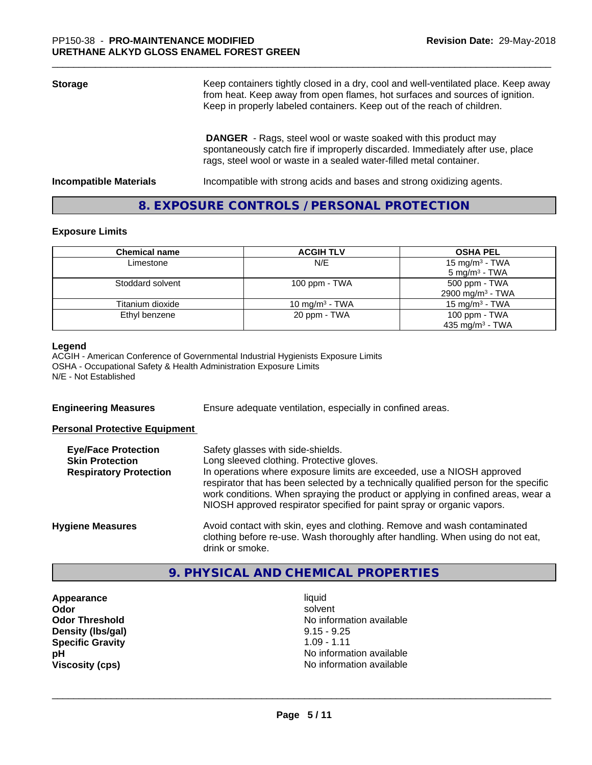**Storage**

Keep containers tightly closed in a dry, cool and well-ventilated place. Keep away from heat. Keep away from open flames, hot surfaces and sources of ignition. Keep in properly labeled containers. Keep out of the reach of children.

**DANGER** - Rags, steel wool or waste soaked with this product may spontaneously catch fire if improperly discarded. Immediately after use, place rags, steel wool or waste in a sealed water-filled metal container.

**Incompatible Materials**

Incompatible with strong acids and bases and strong oxidizing agents.

## 8. EXPOSURE CONTROLS / PERSONAL PROTECTION

### Exposure Limits

| Chemical name | ACGIH TLV | OSHA PEL |
|---|---|---|
| Limestone | N/E | 15 $mg/m^3$ - TWA<br>5 $mg/m^3$ - TWA |
| Stoddard solvent | 100 ppm - TWA | 500 ppm - TWA<br>2900 $mg/m^3$ - TWA |
| Titanium dioxide | 10 $mg/m^3$ - TWA | 15 $mg/m^3$ - TWA |
| Ethyl benzene | 20 ppm - TWA | 100 ppm - TWA<br>435 $mg/m^3$ - TWA |

**Legend**
ACGIH - American Conference of Governmental Industrial Hygienists Exposure Limits
OSHA - Occupational Safety & Health Administration Exposure Limits
N/E - Not Established

**Engineering Measures**

Ensure adequate ventilation, especially in confined areas.

**Personal Protective Equipment**

**Eye/Face Protection**
Safety glasses with side-shields.

**Skin Protection**
Long sleeved clothing. Protective gloves.

**Respiratory Protection**
In operations where exposure limits are exceeded, use a NIOSH approved respirator that has been selected by a technically qualified person for the specific work conditions. When spraying the product or applying in confined areas, wear a NIOSH approved respirator specified for paint spray or organic vapors.

**Hygiene Measures**

Avoid contact with skin, eyes and clothing. Remove and wash contaminated clothing before re-use. Wash thoroughly after handling. When using do not eat, drink or smoke.

## 9. PHYSICAL AND CHEMICAL PROPERTIES

| | |
|---|---|
| **Appearance** | liquid |
| **Odor** | solvent |
| **Odor Threshold** | No information available |
| **Density (lbs/gal)** | 9.15 - 9.25 |
| **Specific Gravity** | 1.09 - 1.11 |
| **pH** | No information available |
| **Viscosity (cps)** | No information available |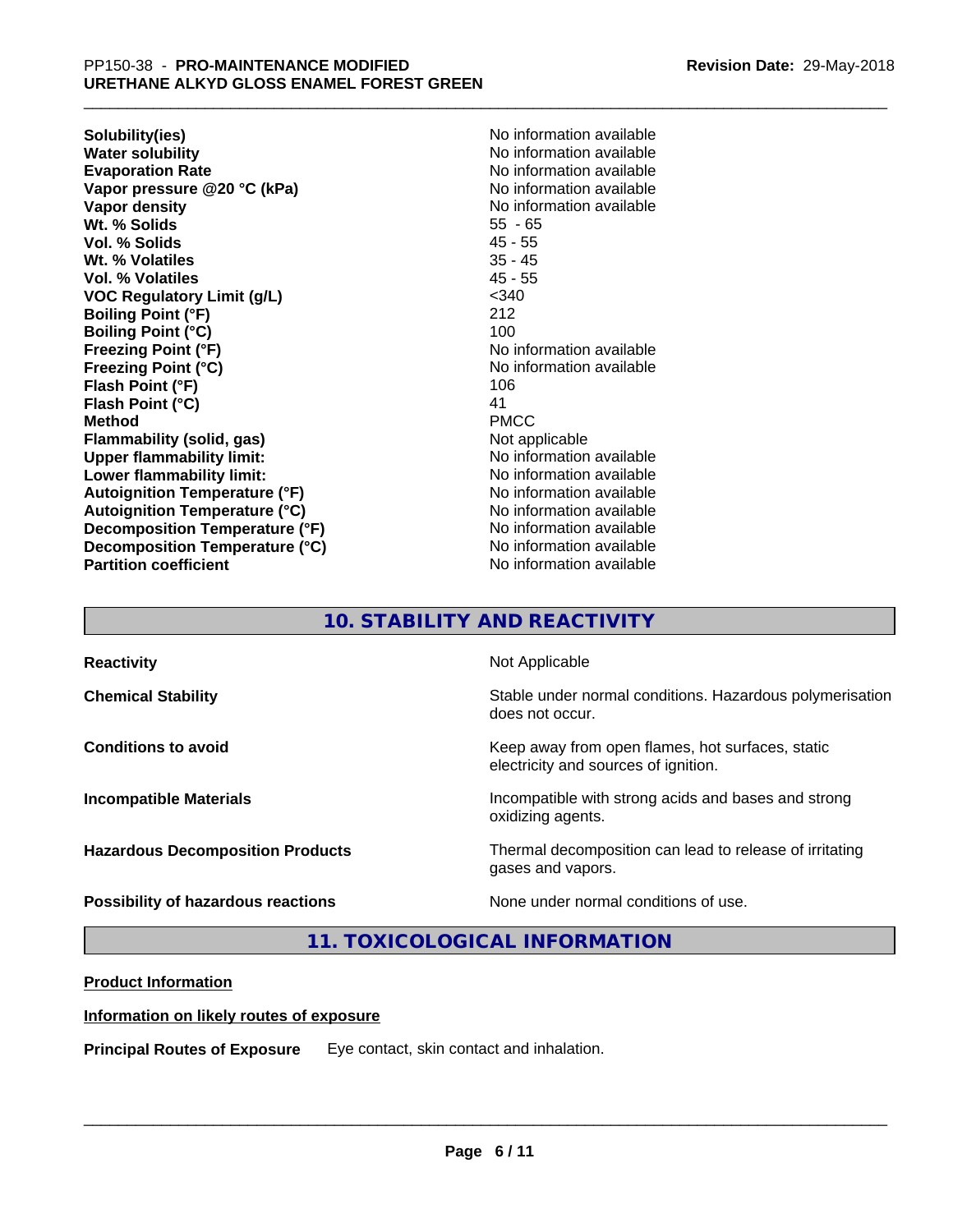| Property | Value |
|---|---|
| **Solubility(ies)** | No information available |
| **Water solubility** | No information available |
| **Evaporation Rate** | No information available |
| **Vapor pressure @20 °C (kPa)** | No information available |
| **Vapor density** | No information available |
| **Wt. % Solids** | 55 - 65 |
| **Vol. % Solids** | 45 - 55 |
| **Wt. % Volatiles** | 35 - 45 |
| **Vol. % Volatiles** | 45 - 55 |
| **VOC Regulatory Limit (g/L)** | <340 |
| **Boiling Point (°F)** | 212 |
| **Boiling Point (°C)** | 100 |
| **Freezing Point (°F)** | No information available |
| **Freezing Point (°C)** | No information available |
| **Flash Point (°F)** | 106 |
| **Flash Point (°C)** | 41 |
| **Method** | PMCC |
| **Flammability (solid, gas)** | Not applicable |
| **Upper flammability limit:** | No information available |
| **Lower flammability limit:** | No information available |
| **Autoignition Temperature (°F)** | No information available |
| **Autoignition Temperature (°C)** | No information available |
| **Decomposition Temperature (°F)** | No information available |
| **Decomposition Temperature (°C)** | No information available |
| **Partition coefficient** | No information available |

## 10. STABILITY AND REACTIVITY

| | |
|---|---|
| **Reactivity** | Not Applicable |
| **Chemical Stability** | Stable under normal conditions. Hazardous polymerisation does not occur. |
| **Conditions to avoid** | Keep away from open flames, hot surfaces, static electricity and sources of ignition. |
| **Incompatible Materials** | Incompatible with strong acids and bases and strong oxidizing agents. |
| **Hazardous Decomposition Products** | Thermal decomposition can lead to release of irritating gases and vapors. |
| **Possibility of hazardous reactions** | None under normal conditions of use. |

## 11. TOXICOLOGICAL INFORMATION

**Product Information**

**Information on likely routes of exposure**

**Principal Routes of Exposure** Eye contact, skin contact and inhalation.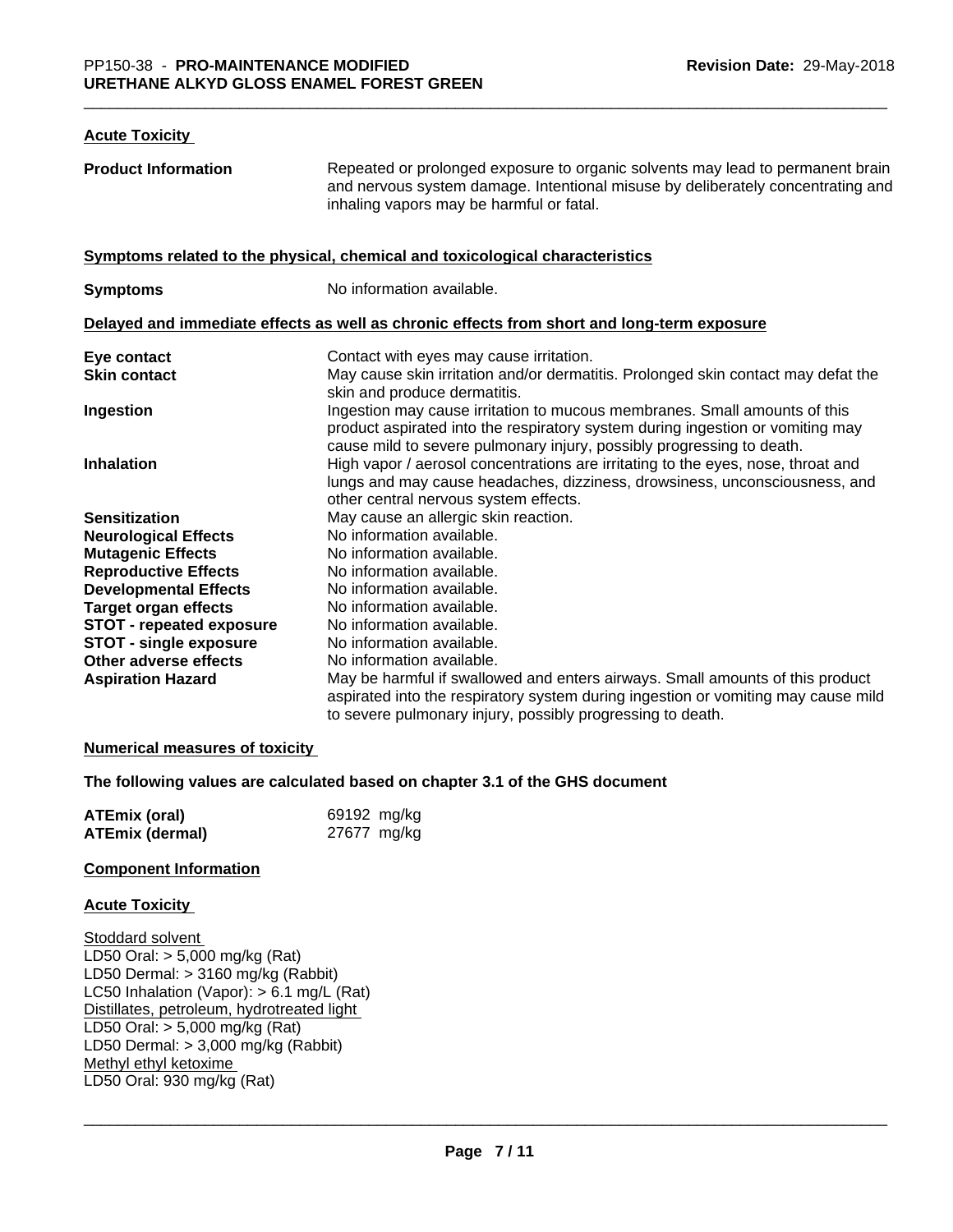#### Acute Toxicity

| | |
|---|---|
| **Product Information** | Repeated or prolonged exposure to organic solvents may lead to permanent brain and nervous system damage. Intentional misuse by deliberately concentrating and inhaling vapors may be harmful or fatal. |

#### Symptoms related to the physical, chemical and toxicological characteristics

| | |
|---|---|
| **Symptoms** | No information available. |

#### Delayed and immediate effects as well as chronic effects from short and long-term exposure

| | |
|---|---|
| **Eye contact** | Contact with eyes may cause irritation. |
| **Skin contact** | May cause skin irritation and/or dermatitis. Prolonged skin contact may defat the skin and produce dermatitis. |
| **Ingestion** | Ingestion may cause irritation to mucous membranes. Small amounts of this product aspirated into the respiratory system during ingestion or vomiting may cause mild to severe pulmonary injury, possibly progressing to death. |
| **Inhalation** | High vapor / aerosol concentrations are irritating to the eyes, nose, throat and lungs and may cause headaches, dizziness, drowsiness, unconsciousness, and other central nervous system effects. |
| **Sensitization** | May cause an allergic skin reaction. |
| **Neurological Effects** | No information available. |
| **Mutagenic Effects** | No information available. |
| **Reproductive Effects** | No information available. |
| **Developmental Effects** | No information available. |
| **Target organ effects** | No information available. |
| **STOT - repeated exposure** | No information available. |
| **STOT - single exposure** | No information available. |
| **Other adverse effects** | No information available. |
| **Aspiration Hazard** | May be harmful if swallowed and enters airways. Small amounts of this product aspirated into the respiratory system during ingestion or vomiting may cause mild to severe pulmonary injury, possibly progressing to death. |

#### Numerical measures of toxicity

**The following values are calculated based on chapter 3.1 of the GHS document**

| | |
|---|---|
| **ATEmix (oral)** | 69192 mg/kg |
| **ATEmix (dermal)** | 27677 mg/kg |

#### Component Information

#### Acute Toxicity

Stoddard solvent
LD50 Oral: > 5,000 mg/kg (Rat)
LD50 Dermal: > 3160 mg/kg (Rabbit)
LC50 Inhalation (Vapor): > 6.1 mg/L (Rat)
Distillates, petroleum, hydrotreated light
LD50 Oral: > 5,000 mg/kg (Rat)
LD50 Dermal: > 3,000 mg/kg (Rabbit)
Methyl ethyl ketoxime
LD50 Oral: 930 mg/kg (Rat)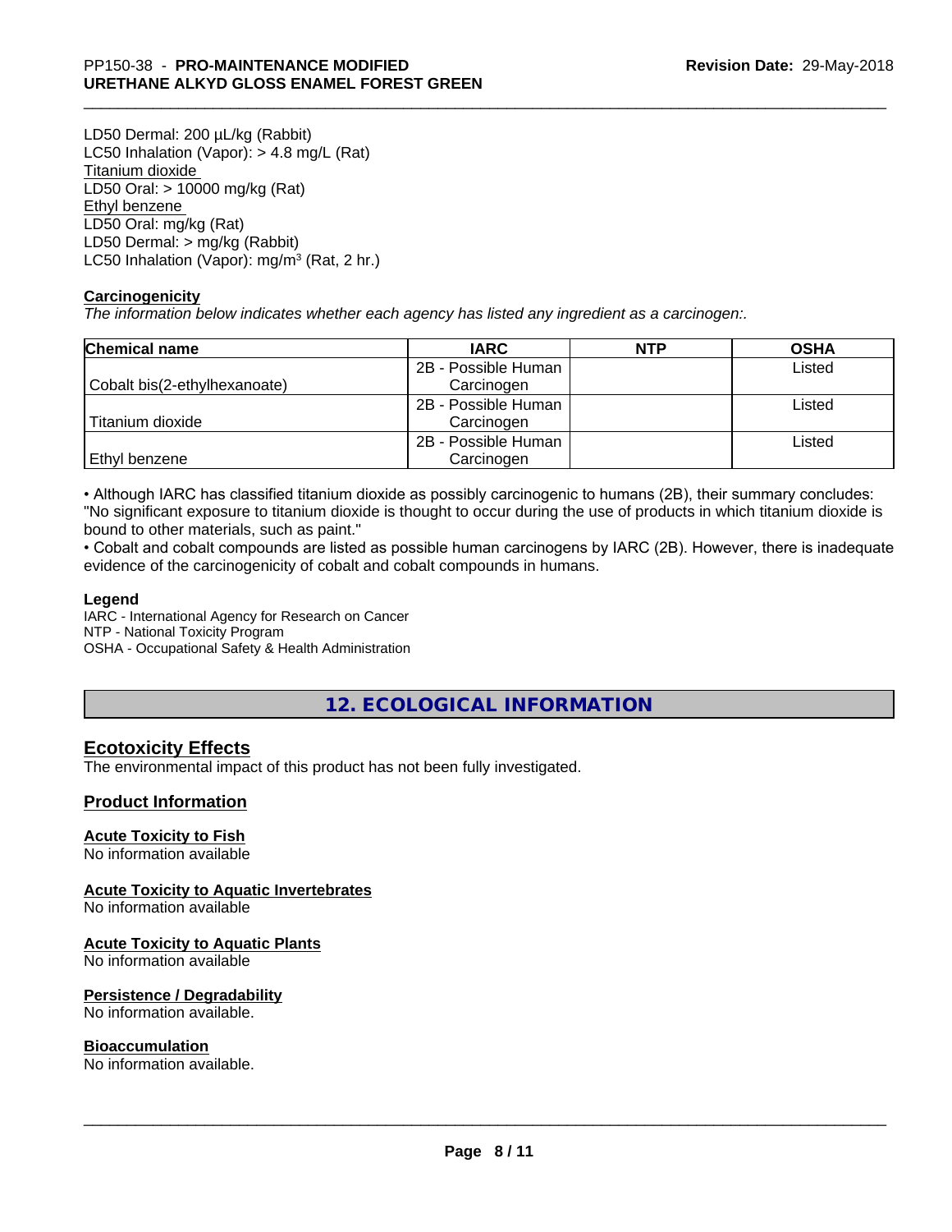LD50 Dermal: 200 µL/kg (Rabbit)
LC50 Inhalation (Vapor): > 4.8 mg/L (Rat)
Titanium dioxide
LD50 Oral: > 10000 mg/kg (Rat)
Ethyl benzene
LD50 Oral: mg/kg (Rat)
LD50 Dermal: > mg/kg (Rabbit)
LC50 Inhalation (Vapor): mg/m$^3$ (Rat, 2 hr.)

**Carcinogenicity**

*The information below indicates whether each agency has listed any ingredient as a carcinogen:.*

| Chemical name | IARC | NTP | OSHA |
|---|---|---|---|
| Cobalt bis(2-ethylhexanoate) | 2B - Possible Human Carcinogen | | Listed |
| Titanium dioxide | 2B - Possible Human Carcinogen | | Listed |
| Ethyl benzene | 2B - Possible Human Carcinogen | | Listed |

• Although IARC has classified titanium dioxide as possibly carcinogenic to humans (2B), their summary concludes: "No significant exposure to titanium dioxide is thought to occur during the use of products in which titanium dioxide is bound to other materials, such as paint."
• Cobalt and cobalt compounds are listed as possible human carcinogens by IARC (2B). However, there is inadequate evidence of the carcinogenicity of cobalt and cobalt compounds in humans.

**Legend**
IARC - International Agency for Research on Cancer
NTP - National Toxicity Program
OSHA - Occupational Safety & Health Administration

# 12. ECOLOGICAL INFORMATION

## Ecotoxicity Effects

The environmental impact of this product has not been fully investigated.

## Product Information

### Acute Toxicity to Fish

No information available

### Acute Toxicity to Aquatic Invertebrates

No information available

### Acute Toxicity to Aquatic Plants

No information available

### Persistence / Degradability

No information available.

### Bioaccumulation

No information available.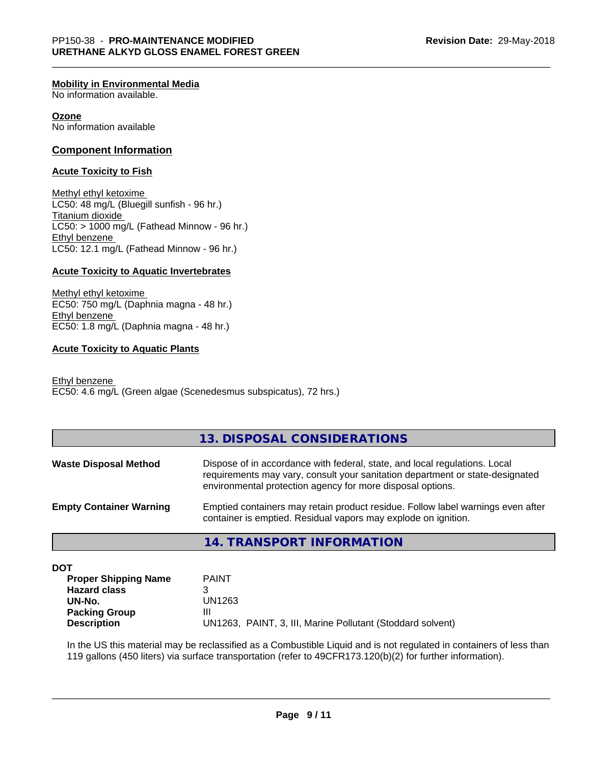**Mobility in Environmental Media**
No information available.

**Ozone**
No information available

## Component Information

### Acute Toxicity to Fish

Methyl ethyl ketoxime
LC50: 48 mg/L (Bluegill sunfish - 96 hr.)
Titanium dioxide
LC50: > 1000 mg/L (Fathead Minnow - 96 hr.)
Ethyl benzene
LC50: 12.1 mg/L (Fathead Minnow - 96 hr.)

### Acute Toxicity to Aquatic Invertebrates

Methyl ethyl ketoxime
EC50: 750 mg/L (Daphnia magna - 48 hr.)
Ethyl benzene
EC50: 1.8 mg/L (Daphnia magna - 48 hr.)

### Acute Toxicity to Aquatic Plants

Ethyl benzene
EC50: 4.6 mg/L (Green algae (Scenedesmus subspicatus), 72 hrs.)

## 13. DISPOSAL CONSIDERATIONS

**Waste Disposal Method**
Dispose of in accordance with federal, state, and local regulations. Local requirements may vary, consult your sanitation department or state-designated environmental protection agency for more disposal options.

**Empty Container Warning**
Emptied containers may retain product residue. Follow label warnings even after container is emptied. Residual vapors may explode on ignition.

## 14. TRANSPORT INFORMATION

**DOT**

| | |
|---|---|
| **Proper Shipping Name** | PAINT |
| **Hazard class** | 3 |
| **UN-No.** | UN1263 |
| **Packing Group** | III |
| **Description** | UN1263, PAINT, 3, III, Marine Pollutant (Stoddard solvent) |

In the US this material may be reclassified as a Combustible Liquid and is not regulated in containers of less than 119 gallons (450 liters) via surface transportation (refer to 49CFR173.120(b)(2) for further information).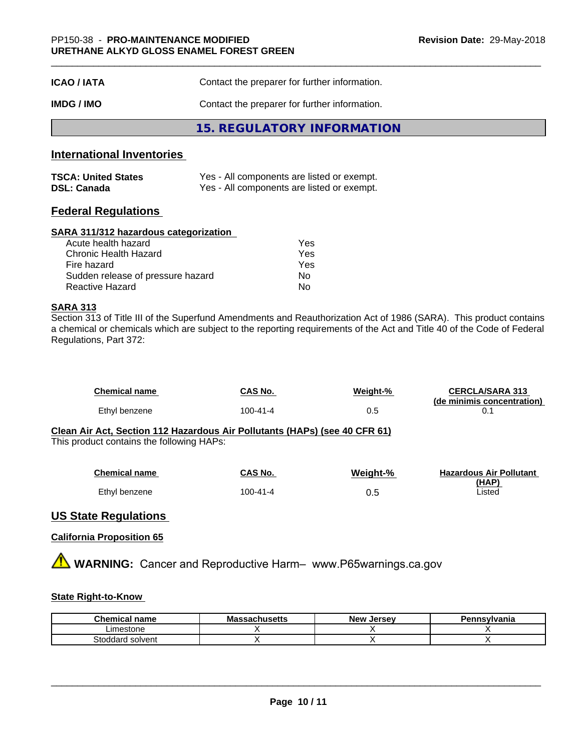| | |
|---|---|
| **ICAO / IATA** | Contact the preparer for further information. |
| **IMDG / IMO** | Contact the preparer for further information. |

## 15. REGULATORY INFORMATION

### International Inventories

| | |
|---|---|
| **TSCA: United States** | Yes - All components are listed or exempt. |
| **DSL: Canada** | Yes - All components are listed or exempt. |

### Federal Regulations

**SARA 311/312 hazardous categorization**

| | |
|---|---|
| Acute health hazard | Yes |
| Chronic Health Hazard | Yes |
| Fire hazard | Yes |
| Sudden release of pressure hazard | No |
| Reactive Hazard | No |

**SARA 313**

Section 313 of Title III of the Superfund Amendments and Reauthorization Act of 1986 (SARA). This product contains a chemical or chemicals which are subject to the reporting requirements of the Act and Title 40 of the Code of Federal Regulations, Part 372:

| Chemical name | CAS No. | Weight-% | CERCLA/SARA 313 (de minimis concentration) |
|---|---|---|---|
| Ethyl benzene | 100-41-4 | 0.5 | 0.1 |

**Clean Air Act, Section 112 Hazardous Air Pollutants (HAPs) (see 40 CFR 61)**

This product contains the following HAPs:

| Chemical name | CAS No. | Weight-% | Hazardous Air Pollutant (HAP) |
|---|---|---|---|
| Ethyl benzene | 100-41-4 | 0.5 | Listed |

### US State Regulations

**California Proposition 65**

⚠ **WARNING:** Cancer and Reproductive Harm– www.P65warnings.ca.gov

**State Right-to-Know**

| Chemical name | Massachusetts | New Jersey | Pennsylvania |
|---|---|---|---|
| Limestone | X | X | X |
| Stoddard solvent | X | X | X |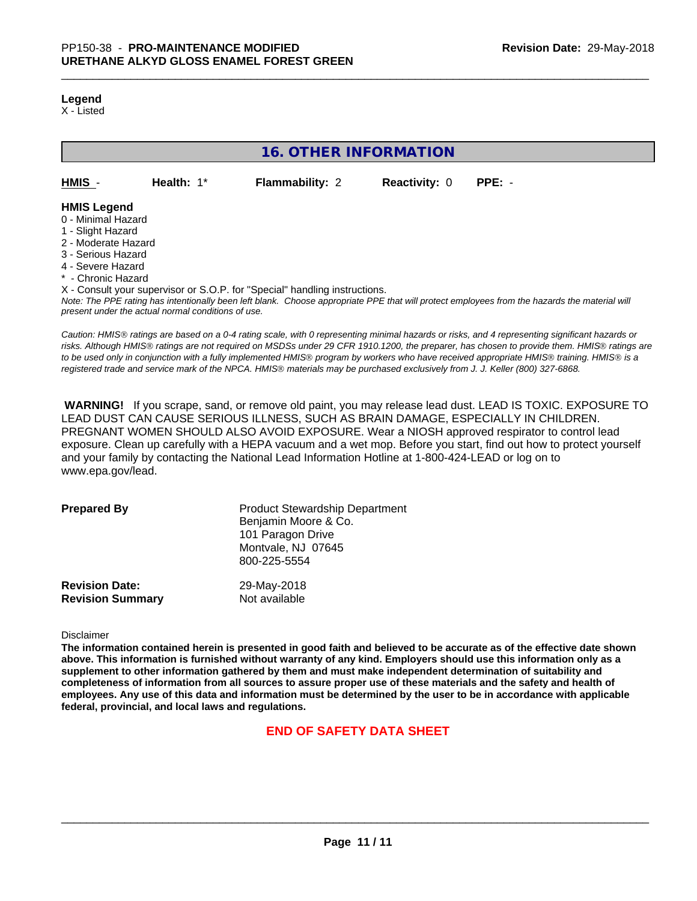**Legend**
X - Listed

## 16. OTHER INFORMATION

| **HMIS** - | **Health:** 1* | **Flammability:** 2 | **Reactivity:** 0 | **PPE:** - |
|---|---|---|---|---|

**HMIS Legend**
0 - Minimal Hazard
1 - Slight Hazard
2 - Moderate Hazard
3 - Serious Hazard
4 - Severe Hazard
* - Chronic Hazard
X - Consult your supervisor or S.O.P. for "Special" handling instructions.

*Note: The PPE rating has intentionally been left blank. Choose appropriate PPE that will protect employees from the hazards the material will present under the actual normal conditions of use.*

*Caution: HMIS® ratings are based on a 0-4 rating scale, with 0 representing minimal hazards or risks, and 4 representing significant hazards or risks. Although HMIS® ratings are not required on MSDSs under 29 CFR 1910.1200, the preparer, has chosen to provide them. HMIS® ratings are to be used only in conjunction with a fully implemented HMIS® program by workers who have received appropriate HMIS® training. HMIS® is a registered trade and service mark of the NPCA. HMIS® materials may be purchased exclusively from J. J. Keller (800) 327-6868.*

**WARNING!** If you scrape, sand, or remove old paint, you may release lead dust. LEAD IS TOXIC. EXPOSURE TO LEAD DUST CAN CAUSE SERIOUS ILLNESS, SUCH AS BRAIN DAMAGE, ESPECIALLY IN CHILDREN. PREGNANT WOMEN SHOULD ALSO AVOID EXPOSURE. Wear a NIOSH approved respirator to control lead exposure. Clean up carefully with a HEPA vacuum and a wet mop. Before you start, find out how to protect yourself and your family by contacting the National Lead Information Hotline at 1-800-424-LEAD or log on to www.epa.gov/lead.

**Prepared By**
Product Stewardship Department
Benjamin Moore & Co.
101 Paragon Drive
Montvale, NJ 07645
800-225-5554

**Revision Date:** 29-May-2018
**Revision Summary** Not available

Disclaimer

**The information contained herein is presented in good faith and believed to be accurate as of the effective date shown above. This information is furnished without warranty of any kind. Employers should use this information only as a supplement to other information gathered by them and must make independent determination of suitability and completeness of information from all sources to assure proper use of these materials and the safety and health of employees. Any use of this data and information must be determined by the user to be in accordance with applicable federal, provincial, and local laws and regulations.**

**END OF SAFETY DATA SHEET**